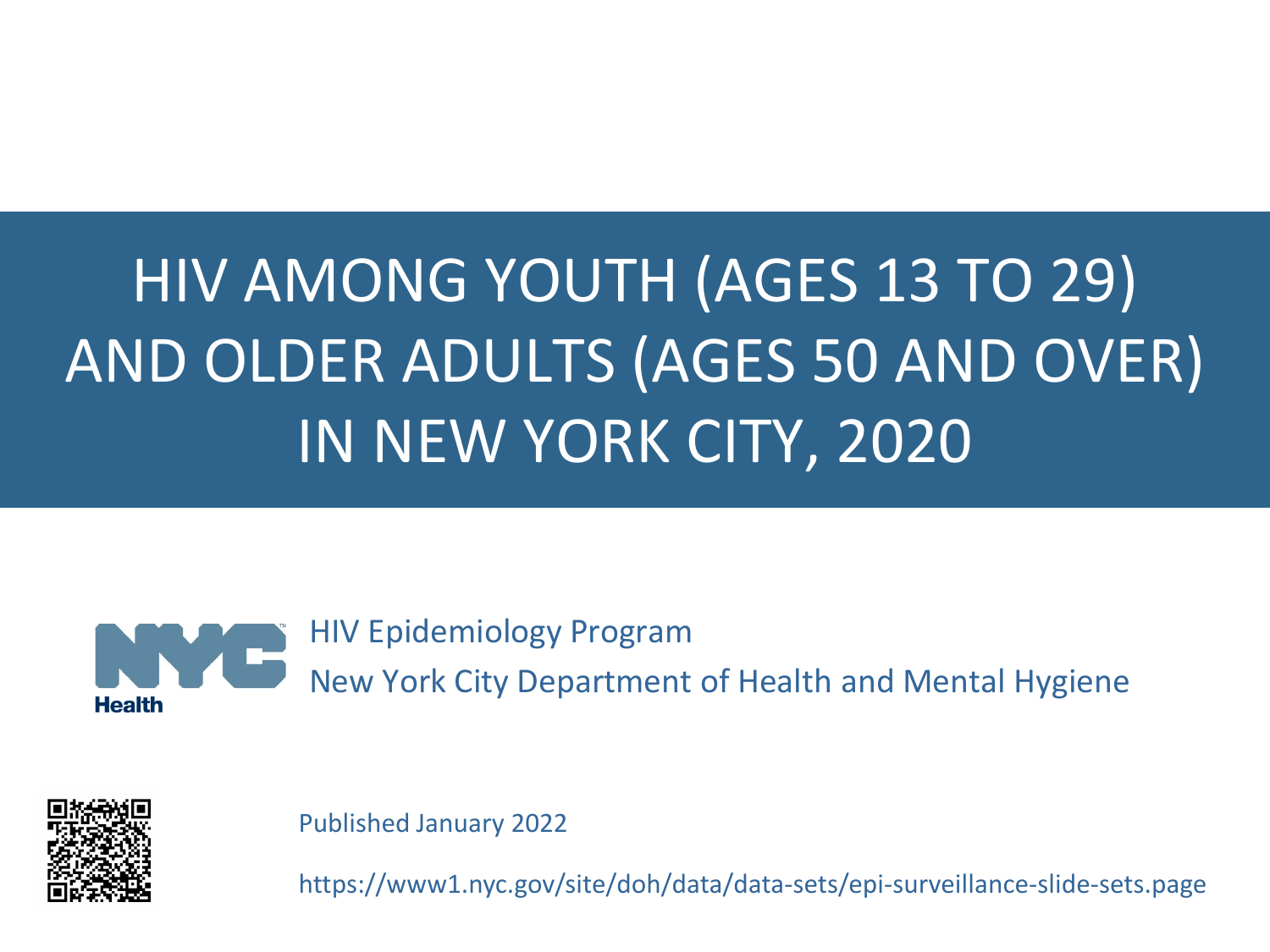# HIV AMONG YOUTH (AGES 13 TO 29) AND OLDER ADULTS (AGES 50 AND OVER) IN NEW YORK CITY, 2020

HIV Epidemiology Program

New York City Department of Health and Mental Hygiene

Published January 2022

https://www1.nyc.gov/site/doh/data/data-sets/epi-surveillance-slide-sets.page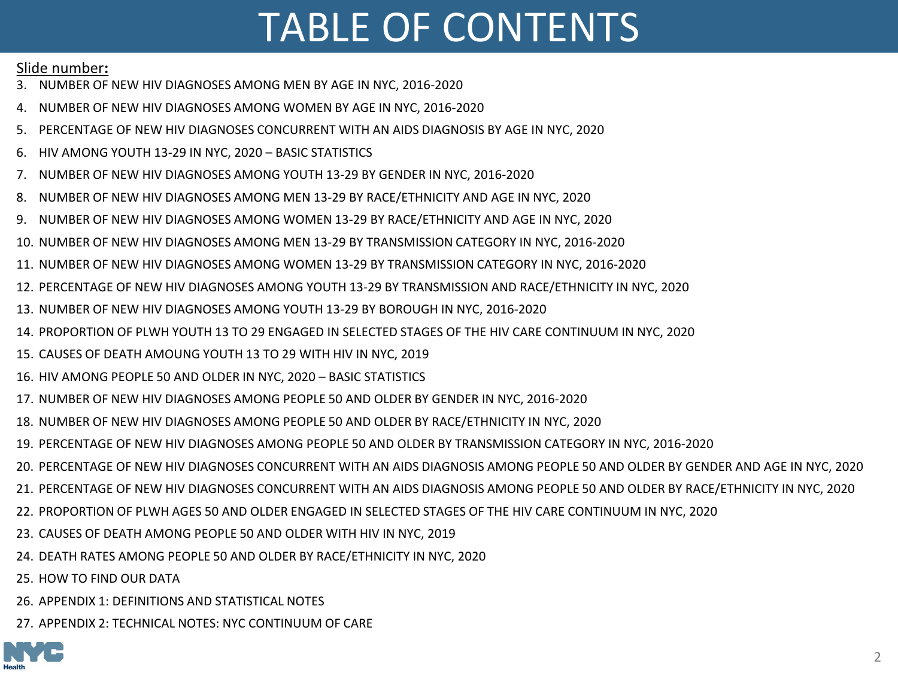# TABLE OF CONTENTS

<u>Slide number</u>**:**

3. NUMBER OF NEW HIV DIAGNOSES AMONG MEN BY AGE IN NYC, 2016-2020
4. NUMBER OF NEW HIV DIAGNOSES AMONG WOMEN BY AGE IN NYC, 2016-2020
5. PERCENTAGE OF NEW HIV DIAGNOSES CONCURRENT WITH AN AIDS DIAGNOSIS BY AGE IN NYC, 2020
6. HIV AMONG YOUTH 13-29 IN NYC, 2020 – BASIC STATISTICS
7. NUMBER OF NEW HIV DIAGNOSES AMONG YOUTH 13-29 BY GENDER IN NYC, 2016-2020
8. NUMBER OF NEW HIV DIAGNOSES AMONG MEN 13-29 BY RACE/ETHNICITY AND AGE IN NYC, 2020
9. NUMBER OF NEW HIV DIAGNOSES AMONG WOMEN 13-29 BY RACE/ETHNICITY AND AGE IN NYC, 2020
10. NUMBER OF NEW HIV DIAGNOSES AMONG MEN 13-29 BY TRANSMISSION CATEGORY IN NYC, 2016-2020
11. NUMBER OF NEW HIV DIAGNOSES AMONG WOMEN 13-29 BY TRANSMISSION CATEGORY IN NYC, 2016-2020
12. PERCENTAGE OF NEW HIV DIAGNOSES AMONG YOUTH 13-29 BY TRANSMISSION AND RACE/ETHNICITY IN NYC, 2020
13. NUMBER OF NEW HIV DIAGNOSES AMONG YOUTH 13-29 BY BOROUGH IN NYC, 2016-2020
14. PROPORTION OF PLWH YOUTH 13 TO 29 ENGAGED IN SELECTED STAGES OF THE HIV CARE CONTINUUM IN NYC, 2020
15. CAUSES OF DEATH AMOUNG YOUTH 13 TO 29 WITH HIV IN NYC, 2019
16. HIV AMONG PEOPLE 50 AND OLDER IN NYC, 2020 – BASIC STATISTICS
17. NUMBER OF NEW HIV DIAGNOSES AMONG PEOPLE 50 AND OLDER BY GENDER IN NYC, 2016-2020
18. NUMBER OF NEW HIV DIAGNOSES AMONG PEOPLE 50 AND OLDER BY RACE/ETHNICITY IN NYC, 2020
19. PERCENTAGE OF NEW HIV DIAGNOSES AMONG PEOPLE 50 AND OLDER BY TRANSMISSION CATEGORY IN NYC, 2016-2020
20. PERCENTAGE OF NEW HIV DIAGNOSES CONCURRENT WITH AN AIDS DIAGNOSIS AMONG PEOPLE 50 AND OLDER BY GENDER AND AGE IN NYC, 2020
21. PERCENTAGE OF NEW HIV DIAGNOSES CONCURRENT WITH AN AIDS DIAGNOSIS AMONG PEOPLE 50 AND OLDER BY RACE/ETHNICITY IN NYC, 2020
22. PROPORTION OF PLWH AGES 50 AND OLDER ENGAGED IN SELECTED STAGES OF THE HIV CARE CONTINUUM IN NYC, 2020
23. CAUSES OF DEATH AMONG PEOPLE 50 AND OLDER WITH HIV IN NYC, 2019
24. DEATH RATES AMONG PEOPLE 50 AND OLDER BY RACE/ETHNICITY IN NYC, 2020
25. HOW TO FIND OUR DATA
26. APPENDIX 1: DEFINITIONS AND STATISTICAL NOTES
27. APPENDIX 2: TECHNICAL NOTES: NYC CONTINUUM OF CARE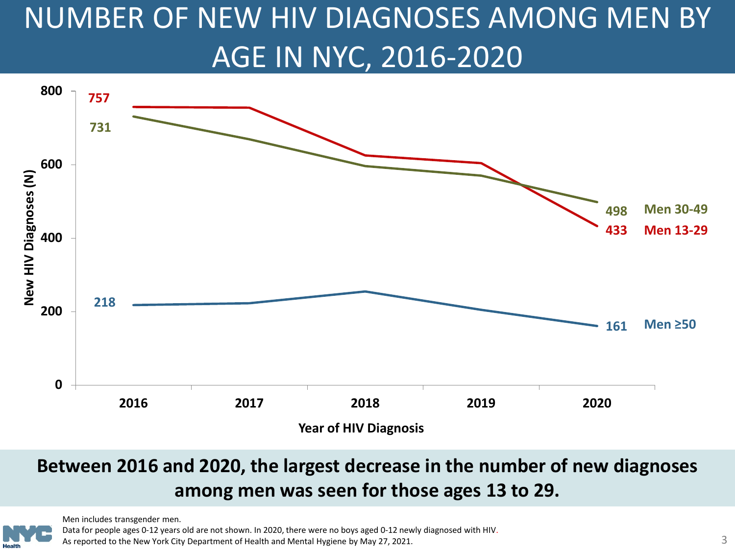# NUMBER OF NEW HIV DIAGNOSES AMONG MEN BY AGE IN NYC, 2016-2020

**New HIV Diagnoses (N)** by **Year of HIV Diagnosis**

| Group | 2016 | 2020 |
|---|---|---|
| Men 13-29 | 757 | 433 |
| Men 30-49 | 731 | 498 |
| Men ≥50 | 218 | 161 |

**Between 2016 and 2020, the largest decrease in the number of new diagnoses among men was seen for those ages 13 to 29.**

Men includes transgender men.
Data for people ages 0-12 years old are not shown. In 2020, there were no boys aged 0-12 newly diagnosed with HIV.
As reported to the New York City Department of Health and Mental Hygiene by May 27, 2021.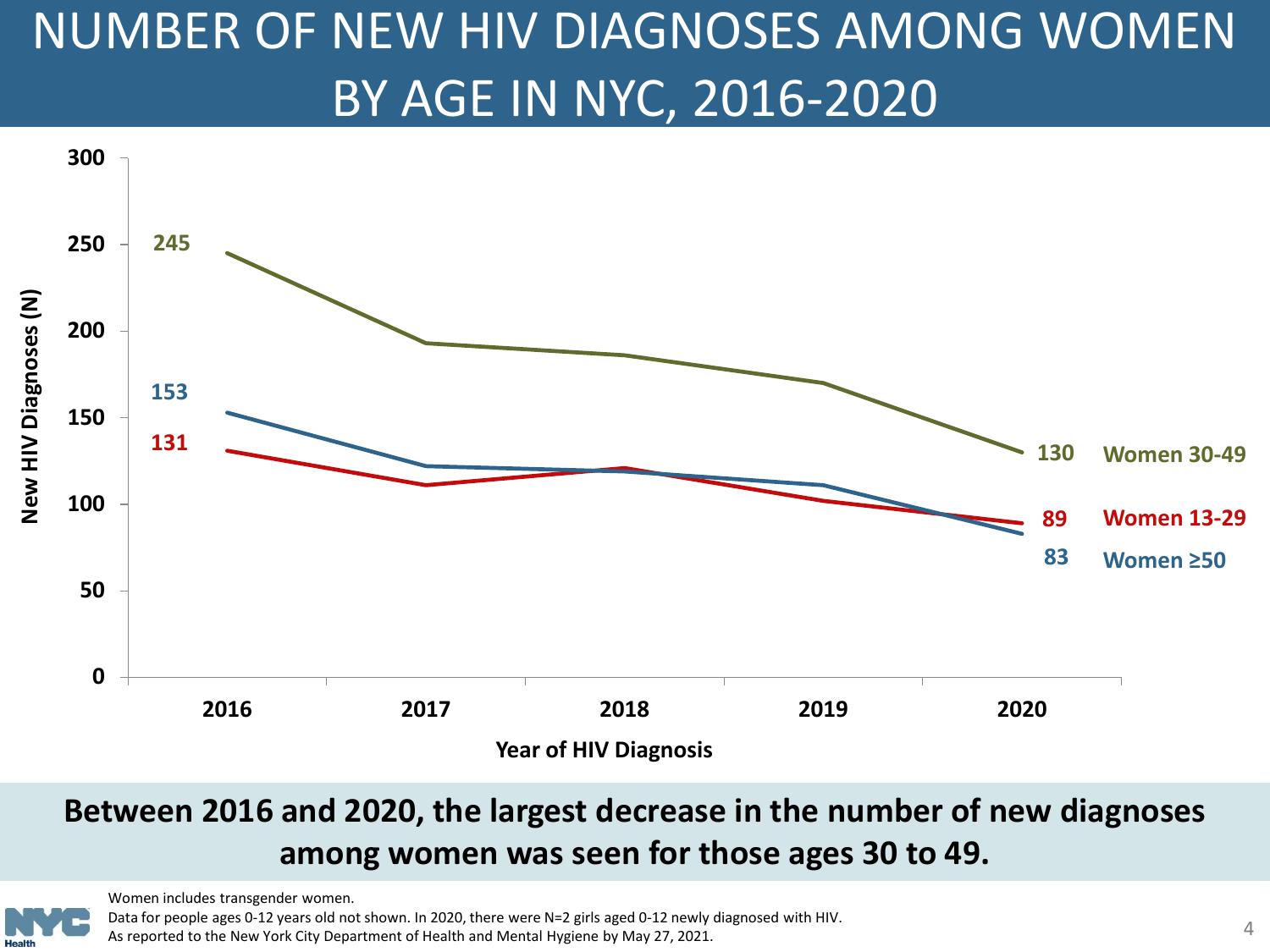# NUMBER OF NEW HIV DIAGNOSES AMONG WOMEN BY AGE IN NYC, 2016-2020

New HIV Diagnoses (N)

| Year of HIV Diagnosis | Women 30-49 | Women 13-29 | Women ≥50 |
|---|---|---|---|
| 2016 | 245 | 131 | 153 |
| 2020 | 130 | 89 | 83 |

**Between 2016 and 2020, the largest decrease in the number of new diagnoses among women was seen for those ages 30 to 49.**

Women includes transgender women.
Data for people ages 0-12 years old not shown. In 2020, there were N=2 girls aged 0-12 newly diagnosed with HIV.
As reported to the New York City Department of Health and Mental Hygiene by May 27, 2021.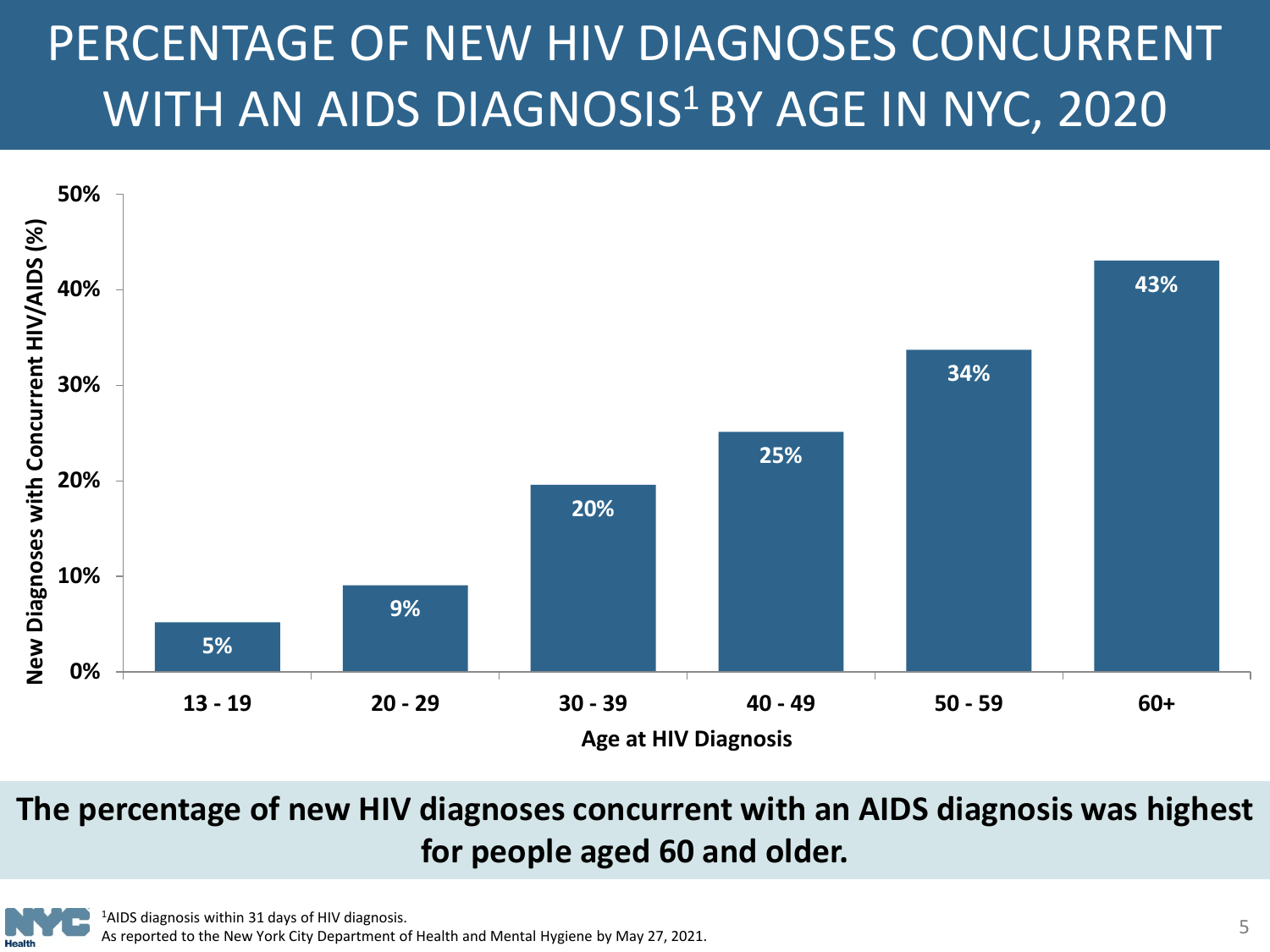# PERCENTAGE OF NEW HIV DIAGNOSES CONCURRENT WITH AN AIDS DIAGNOSIS[1] BY AGE IN NYC, 2020

| Age at HIV Diagnosis | New Diagnoses with Concurrent HIV/AIDS (%) |
|---|---|
| 13 - 19 | 5% |
| 20 - 29 | 9% |
| 30 - 39 | 20% |
| 40 - 49 | 25% |
| 50 - 59 | 34% |
| 60+ | 43% |

**The percentage of new HIV diagnoses concurrent with an AIDS diagnosis was highest for people aged 60 and older.**

[1]AIDS diagnosis within 31 days of HIV diagnosis.
As reported to the New York City Department of Health and Mental Hygiene by May 27, 2021.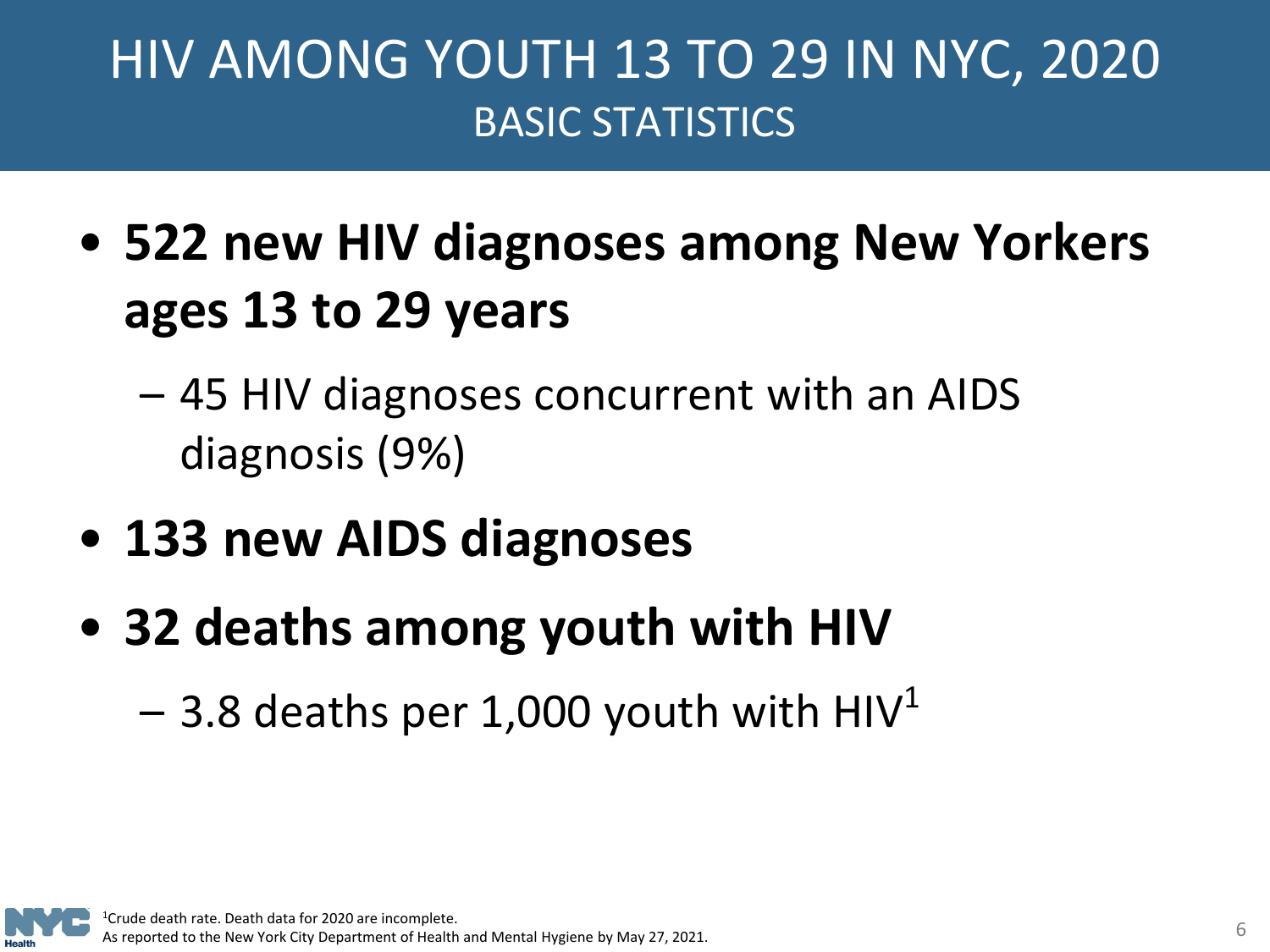# HIV AMONG YOUTH 13 TO 29 IN NYC, 2020

## BASIC STATISTICS

- **522 new HIV diagnoses among New Yorkers ages 13 to 29 years**
  - 45 HIV diagnoses concurrent with an AIDS diagnosis (9%)
- **133 new AIDS diagnoses**
- **32 deaths among youth with HIV**
  - 3.8 deaths per 1,000 youth with HIV[1]

[1]Crude death rate. Death data for 2020 are incomplete.
As reported to the New York City Department of Health and Mental Hygiene by May 27, 2021.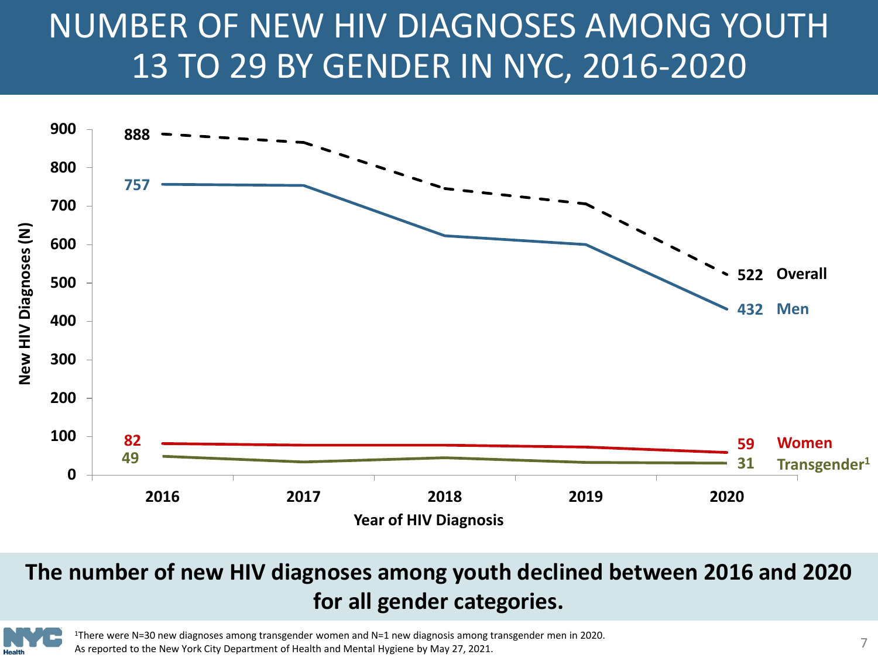# NUMBER OF NEW HIV DIAGNOSES AMONG YOUTH 13 TO 29 BY GENDER IN NYC, 2016-2020

New HIV Diagnoses (N)

| | 2016 | 2020 |
|---|---|---|
| Overall | 888 | 522 |
| Men | 757 | 432 |
| Women | 82 | 59 |
| Transgender[1] | 49 | 31 |

Year of HIV Diagnosis

**The number of new HIV diagnoses among youth declined between 2016 and 2020 for all gender categories.**

[1]There were N=30 new diagnoses among transgender women and N=1 new diagnosis among transgender men in 2020.
As reported to the New York City Department of Health and Mental Hygiene by May 27, 2021.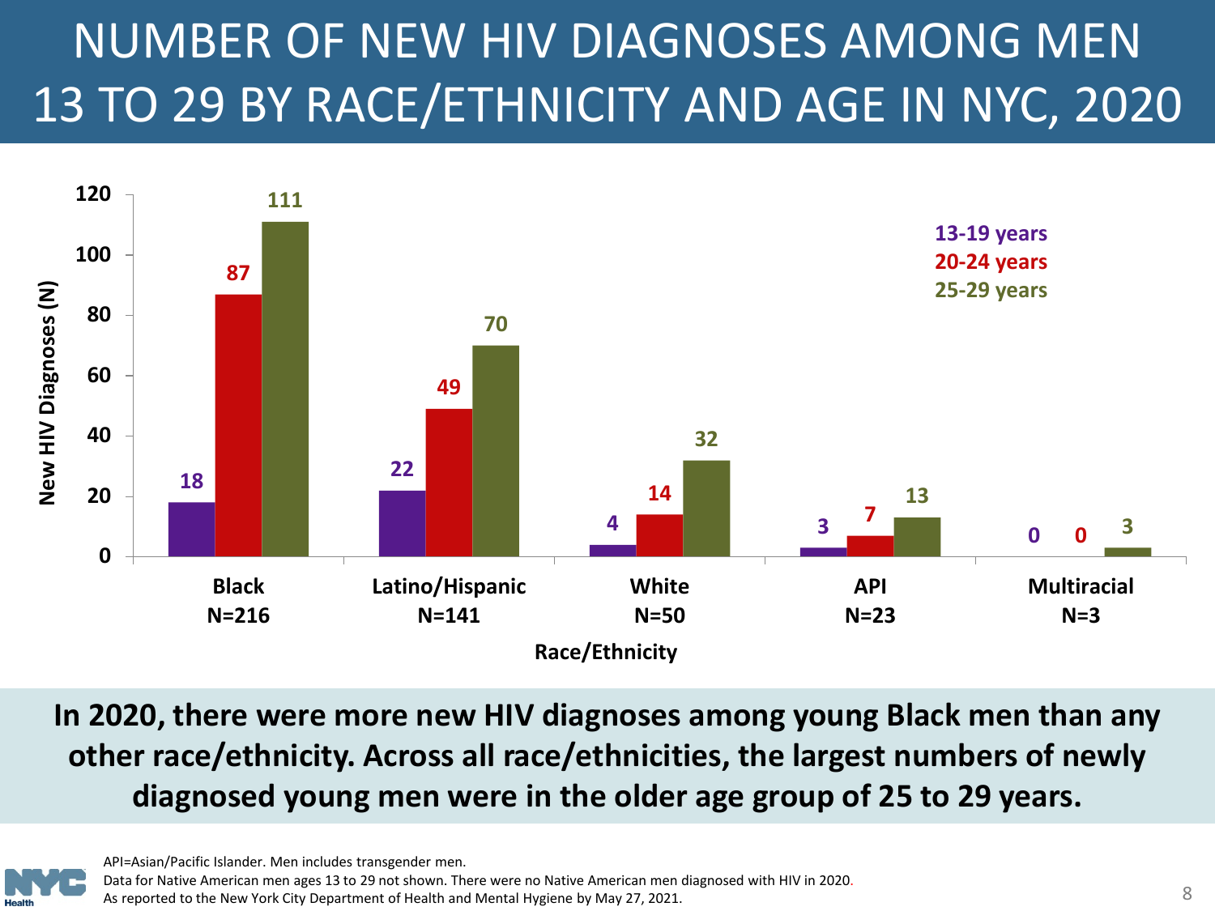# NUMBER OF NEW HIV DIAGNOSES AMONG MEN 13 TO 29 BY RACE/ETHNICITY AND AGE IN NYC, 2020

| Race/Ethnicity | 13-19 years | 20-24 years | 25-29 years |
|---|---|---|---|
| Black N=216 | 18 | 87 | 111 |
| Latino/Hispanic N=141 | 22 | 49 | 70 |
| White N=50 | 4 | 14 | 32 |
| API N=23 | 3 | 7 | 13 |
| Multiracial N=3 | 0 | 0 | 3 |

**In 2020, there were more new HIV diagnoses among young Black men than any other race/ethnicity. Across all race/ethnicities, the largest numbers of newly diagnosed young men were in the older age group of 25 to 29 years.**

API=Asian/Pacific Islander. Men includes transgender men.
Data for Native American men ages 13 to 29 not shown. There were no Native American men diagnosed with HIV in 2020.
As reported to the New York City Department of Health and Mental Hygiene by May 27, 2021.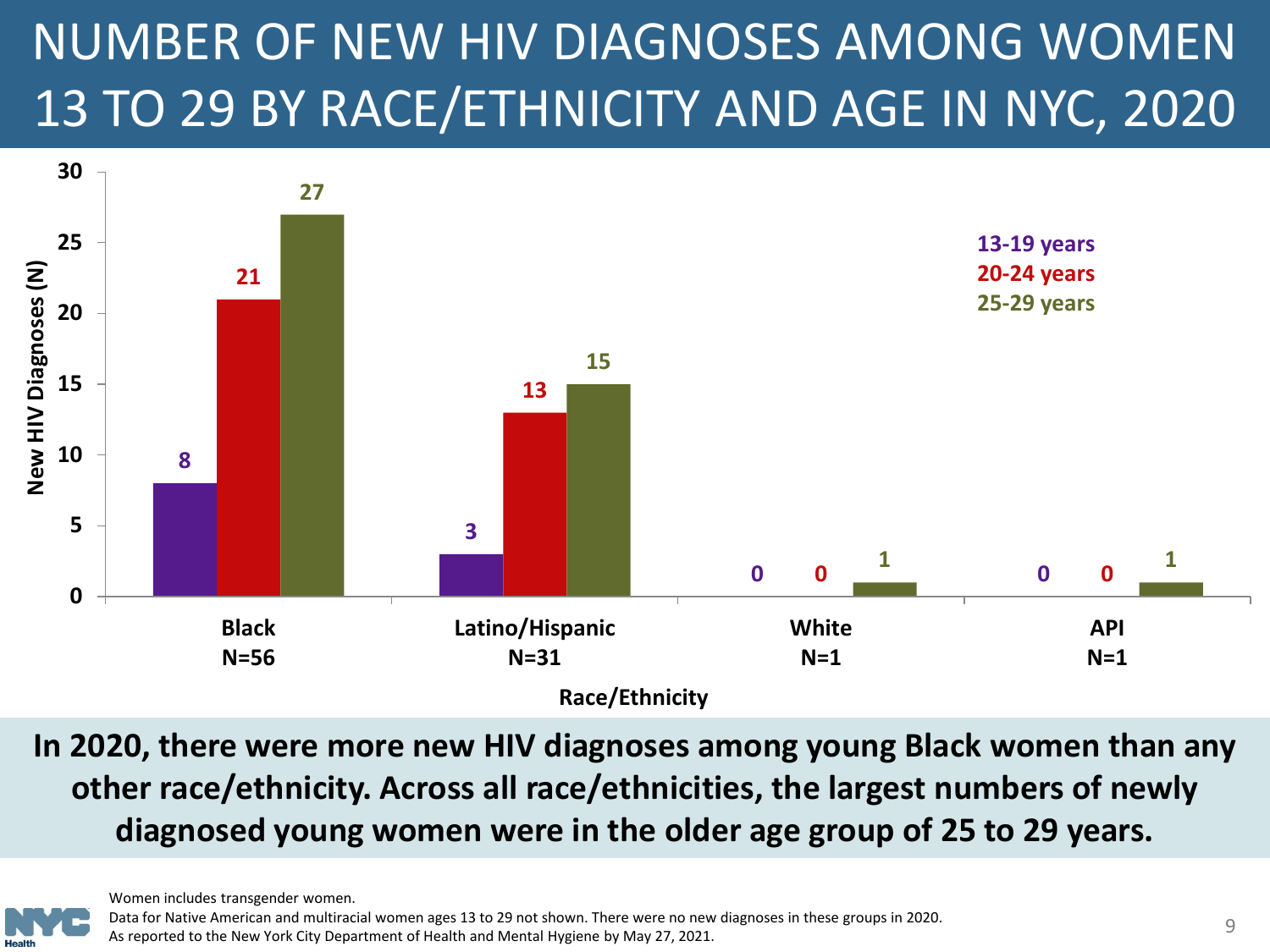# NUMBER OF NEW HIV DIAGNOSES AMONG WOMEN 13 TO 29 BY RACE/ETHNICITY AND AGE IN NYC, 2020

| Race/Ethnicity | 13-19 years | 20-24 years | 25-29 years |
|---|---|---|---|
| Black N=56 | 8 | 21 | 27 |
| Latino/Hispanic N=31 | 3 | 13 | 15 |
| White N=1 | 0 | 0 | 1 |
| API N=1 | 0 | 0 | 1 |

**In 2020, there were more new HIV diagnoses among young Black women than any other race/ethnicity. Across all race/ethnicities, the largest numbers of newly diagnosed young women were in the older age group of 25 to 29 years.**

Women includes transgender women.
Data for Native American and multiracial women ages 13 to 29 not shown. There were no new diagnoses in these groups in 2020.
As reported to the New York City Department of Health and Mental Hygiene by May 27, 2021.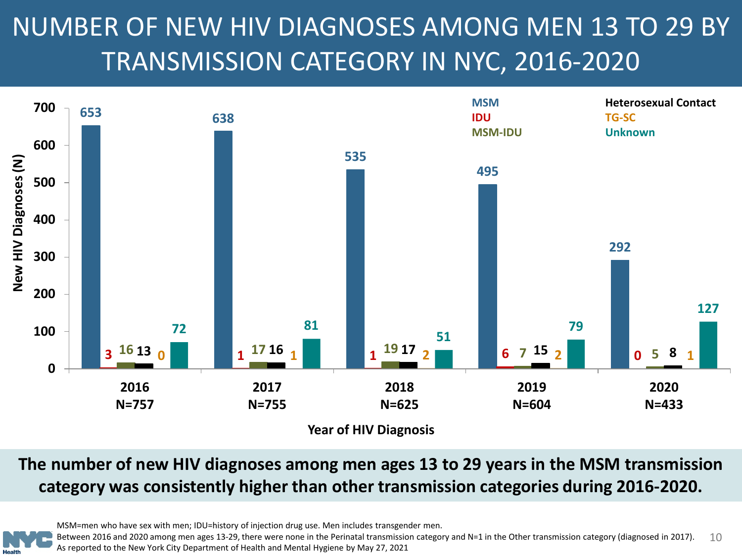# NUMBER OF NEW HIV DIAGNOSES AMONG MEN 13 TO 29 BY TRANSMISSION CATEGORY IN NYC, 2016-2020

| Year of HIV Diagnosis | MSM | IDU | MSM-IDU | Heterosexual Contact | TG-SC | Unknown |
|---|---|---|---|---|---|---|
| 2016 N=757 | 653 | 3 | 16 | 13 | 0 | 72 |
| 2017 N=755 | 638 | 1 | 17 | 16 | 1 | 81 |
| 2018 N=625 | 535 | 1 | 19 | 17 | 2 | 51 |
| 2019 N=604 | 495 | 6 | 7 | 15 | 2 | 79 |
| 2020 N=433 | 292 | 0 | 5 | 8 | 1 | 127 |

**The number of new HIV diagnoses among men ages 13 to 29 years in the MSM transmission category was consistently higher than other transmission categories during 2016-2020.**

MSM=men who have sex with men; IDU=history of injection drug use. Men includes transgender men.
Between 2016 and 2020 among men ages 13-29, there were none in the Perinatal transmission category and N=1 in the Other transmission category (diagnosed in 2017).
As reported to the New York City Department of Health and Mental Hygiene by May 27, 2021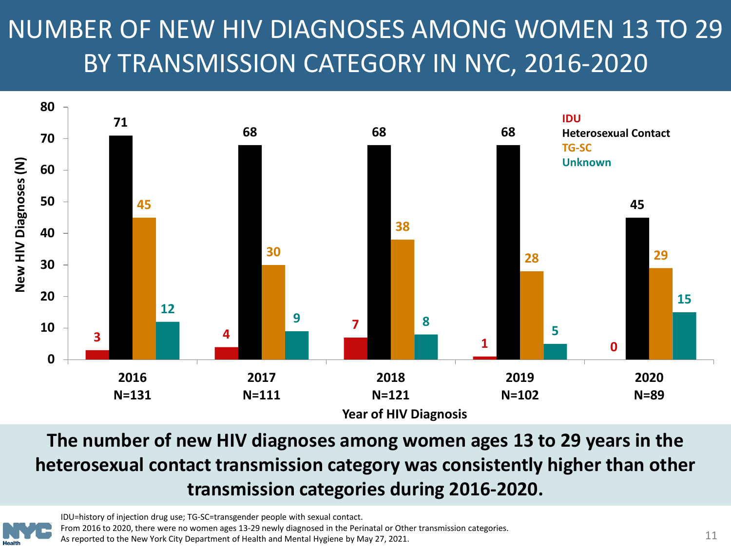# NUMBER OF NEW HIV DIAGNOSES AMONG WOMEN 13 TO 29 BY TRANSMISSION CATEGORY IN NYC, 2016-2020

| Year of HIV Diagnosis | IDU | Heterosexual Contact | TG-SC | Unknown |
|---|---|---|---|---|
| 2016 (N=131) | 3 | 71 | 45 | 12 |
| 2017 (N=111) | 4 | 68 | 30 | 9 |
| 2018 (N=121) | 7 | 68 | 38 | 8 |
| 2019 (N=102) | 1 | 68 | 28 | 5 |
| 2020 (N=89) | 0 | 45 | 29 | 15 |

**The number of new HIV diagnoses among women ages 13 to 29 years in the heterosexual contact transmission category was consistently higher than other transmission categories during 2016-2020.**

IDU=history of injection drug use; TG-SC=transgender people with sexual contact.
From 2016 to 2020, there were no women ages 13-29 newly diagnosed in the Perinatal or Other transmission categories.
As reported to the New York City Department of Health and Mental Hygiene by May 27, 2021.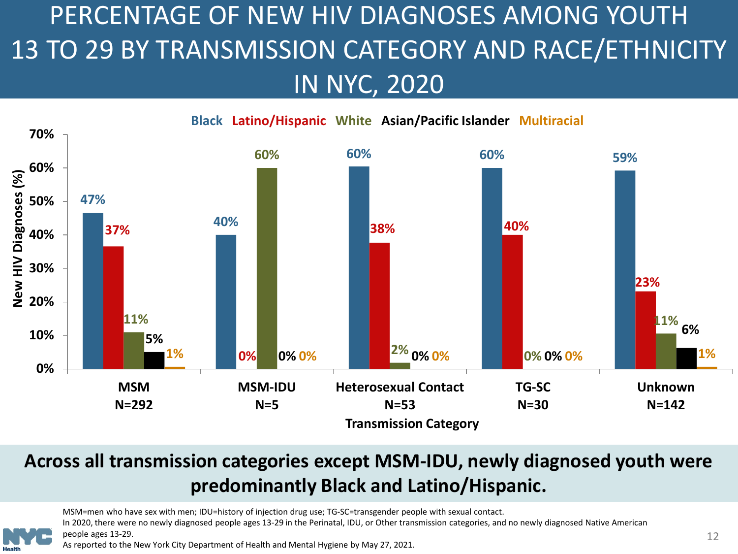# PERCENTAGE OF NEW HIV DIAGNOSES AMONG YOUTH 13 TO 29 BY TRANSMISSION CATEGORY AND RACE/ETHNICITY IN NYC, 2020

| Transmission Category | Black | Latino/Hispanic | White | Asian/Pacific Islander | Multiracial |
|---|---|---|---|---|---|
| MSM N=292 | 47% | 37% | 11% | 5% | 1% |
| MSM-IDU N=5 | 40% | 0% | 60% | 0% | 0% |
| Heterosexual Contact N=53 | 60% | 38% | 2% | 0% | 0% |
| TG-SC N=30 | 60% | 40% | 0% | 0% | 0% |
| Unknown N=142 | 59% | 23% | 11% | 6% | 1% |

**Across all transmission categories except MSM-IDU, newly diagnosed youth were predominantly Black and Latino/Hispanic.**

MSM=men who have sex with men; IDU=history of injection drug use; TG-SC=transgender people with sexual contact.
In 2020, there were no newly diagnosed people ages 13-29 in the Perinatal, IDU, or Other transmission categories, and no newly diagnosed Native American people ages 13-29.
As reported to the New York City Department of Health and Mental Hygiene by May 27, 2021.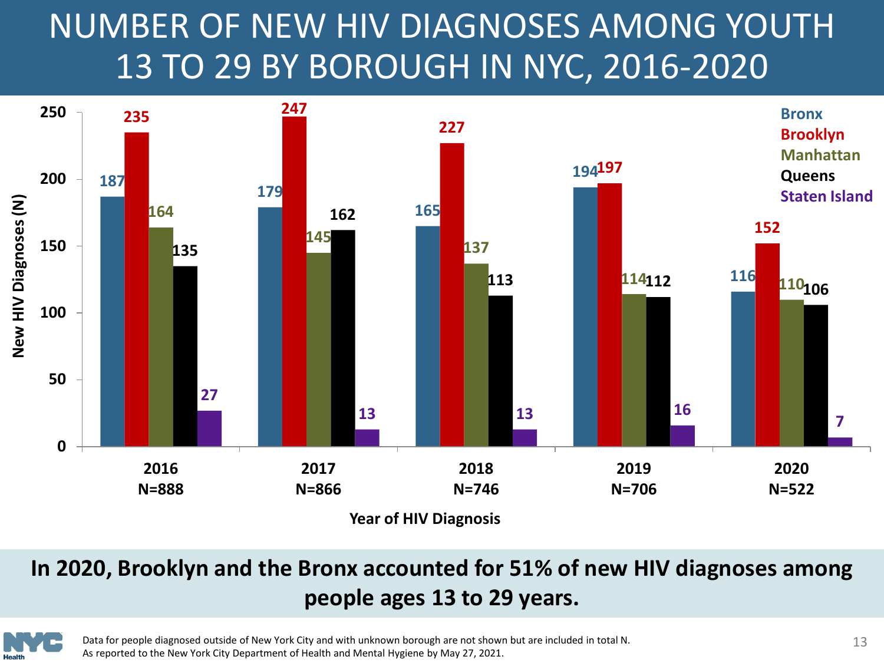# NUMBER OF NEW HIV DIAGNOSES AMONG YOUTH 13 TO 29 BY BOROUGH IN NYC, 2016-2020

| Year of HIV Diagnosis | Bronx | Brooklyn | Manhattan | Queens | Staten Island |
|---|---|---|---|---|---|
| 2016 (N=888) | 187 | 235 | 164 | 135 | 27 |
| 2017 (N=866) | 179 | 247 | 145 | 162 | 13 |
| 2018 (N=746) | 165 | 227 | 137 | 113 | 13 |
| 2019 (N=706) | 194 | 197 | 114 | 112 | 16 |
| 2020 (N=522) | 116 | 152 | 110 | 106 | 7 |

Y-axis: New HIV Diagnoses (N)

**In 2020, Brooklyn and the Bronx accounted for 51% of new HIV diagnoses among people ages 13 to 29 years.**

Data for people diagnosed outside of New York City and with unknown borough are not shown but are included in total N.
As reported to the New York City Department of Health and Mental Hygiene by May 27, 2021.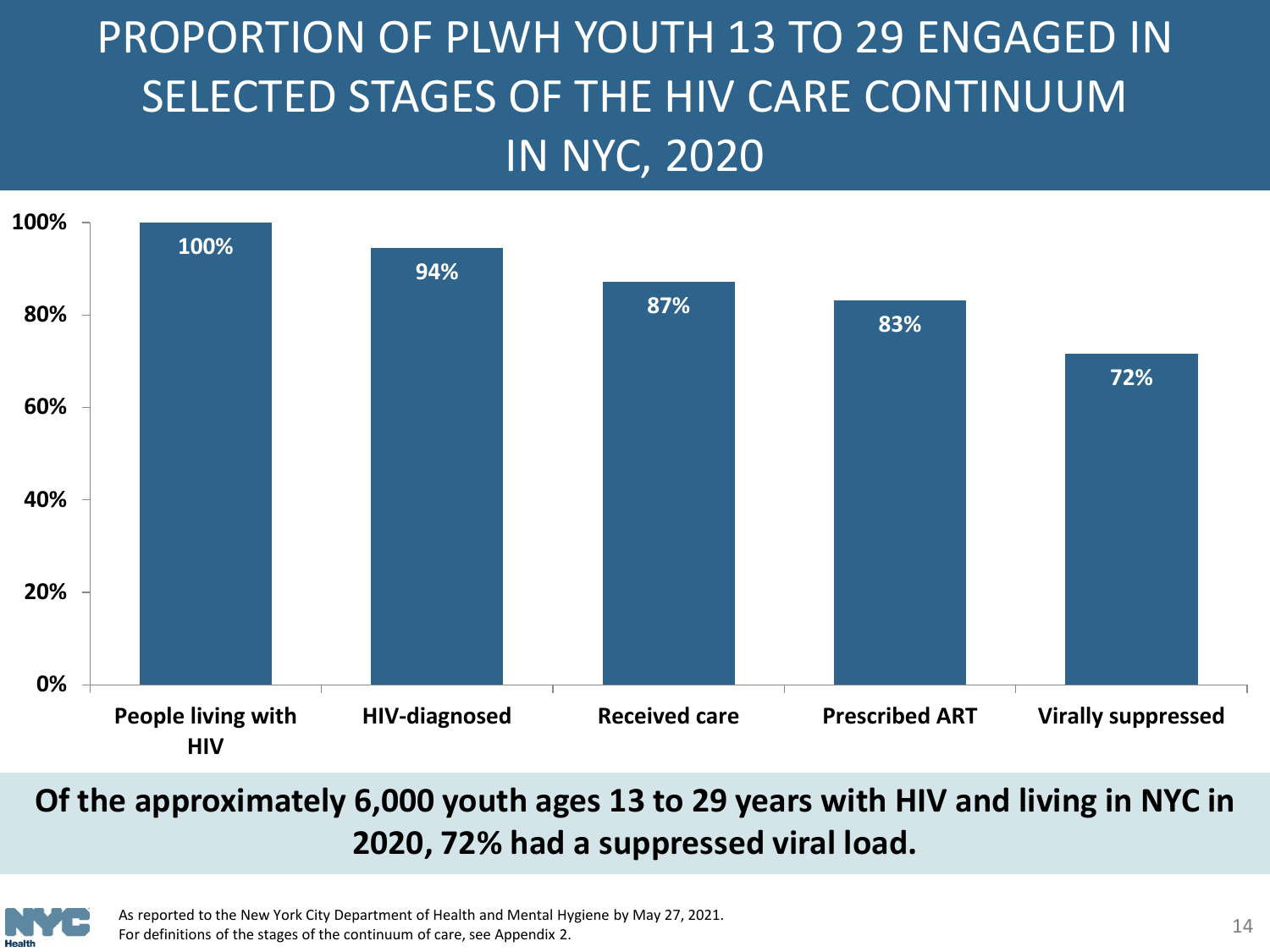# PROPORTION OF PLWH YOUTH 13 TO 29 ENGAGED IN SELECTED STAGES OF THE HIV CARE CONTINUUM IN NYC, 2020

| Stage | Percentage |
|---|---|
| People living with HIV | 100% |
| HIV-diagnosed | 94% |
| Received care | 87% |
| Prescribed ART | 83% |
| Virally suppressed | 72% |

**Of the approximately 6,000 youth ages 13 to 29 years with HIV and living in NYC in 2020, 72% had a suppressed viral load.**

As reported to the New York City Department of Health and Mental Hygiene by May 27, 2021.
For definitions of the stages of the continuum of care, see Appendix 2.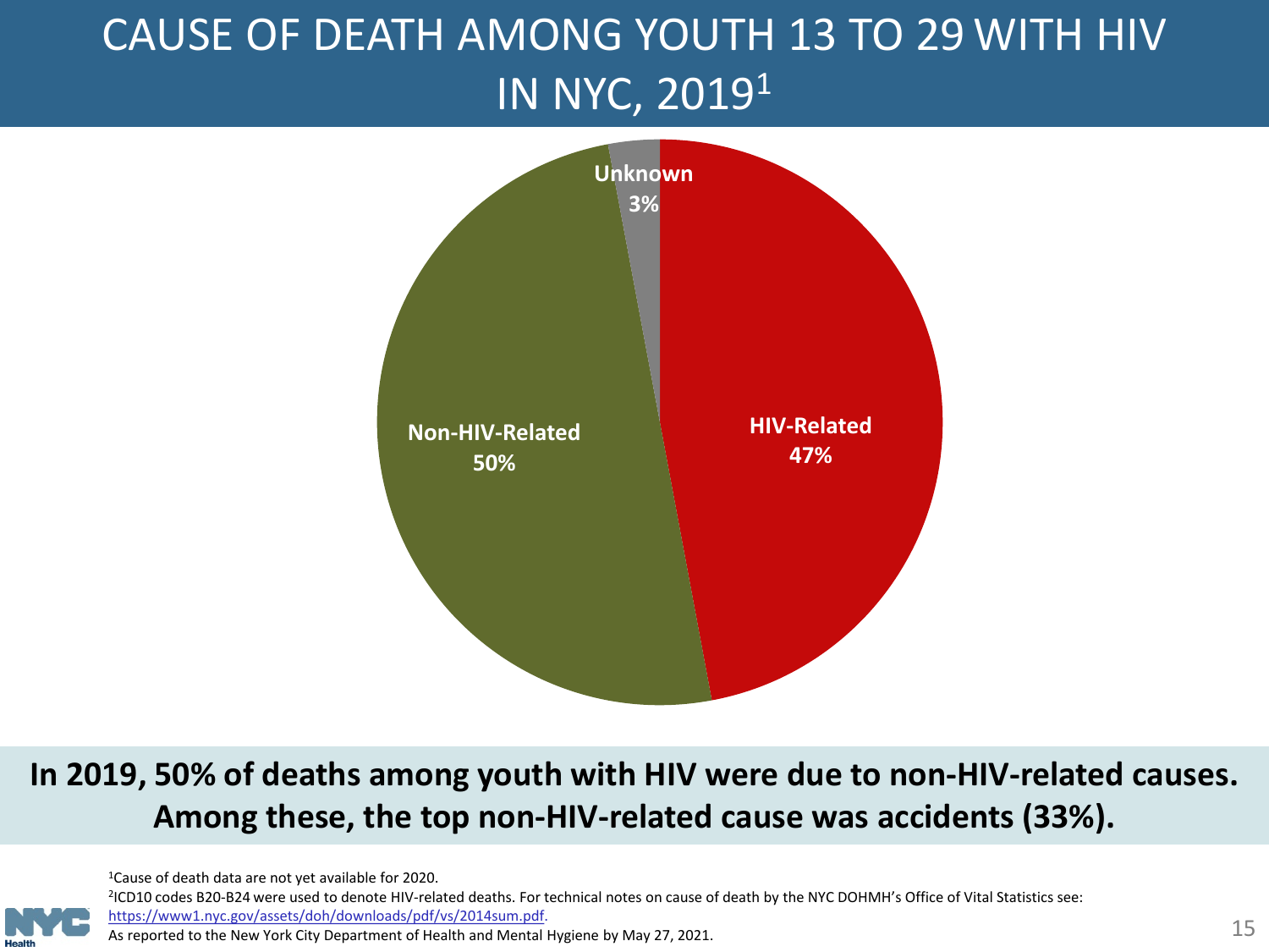# CAUSE OF DEATH AMONG YOUTH 13 TO 29 WITH HIV IN NYC, 2019[1]

Unknown 3%

Non-HIV-Related 50%

HIV-Related 47%

**In 2019, 50% of deaths among youth with HIV were due to non-HIV-related causes. Among these, the top non-HIV-related cause was accidents (33%).**

[1]Cause of death data are not yet available for 2020.

[2]ICD10 codes B20-B24 were used to denote HIV-related deaths. For technical notes on cause of death by the NYC DOHMH's Office of Vital Statistics see: https://www1.nyc.gov/assets/doh/downloads/pdf/vs/2014sum.pdf.

As reported to the New York City Department of Health and Mental Hygiene by May 27, 2021.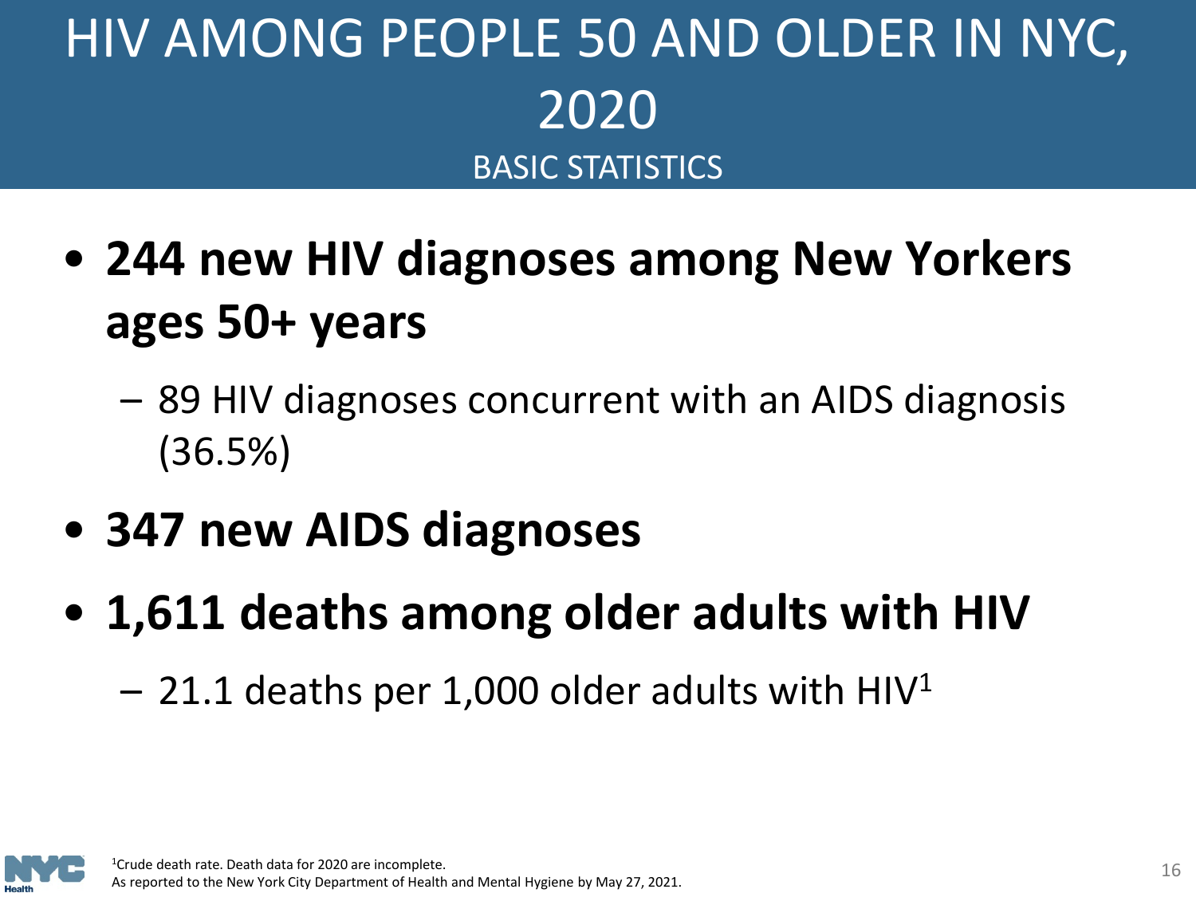# HIV AMONG PEOPLE 50 AND OLDER IN NYC, 2020

## BASIC STATISTICS

- **244 new HIV diagnoses among New Yorkers ages 50+ years**
  - 89 HIV diagnoses concurrent with an AIDS diagnosis (36.5%)
- **347 new AIDS diagnoses**
- **1,611 deaths among older adults with HIV**
  - 21.1 deaths per 1,000 older adults with HIV[1]

[1]Crude death rate. Death data for 2020 are incomplete.
As reported to the New York City Department of Health and Mental Hygiene by May 27, 2021.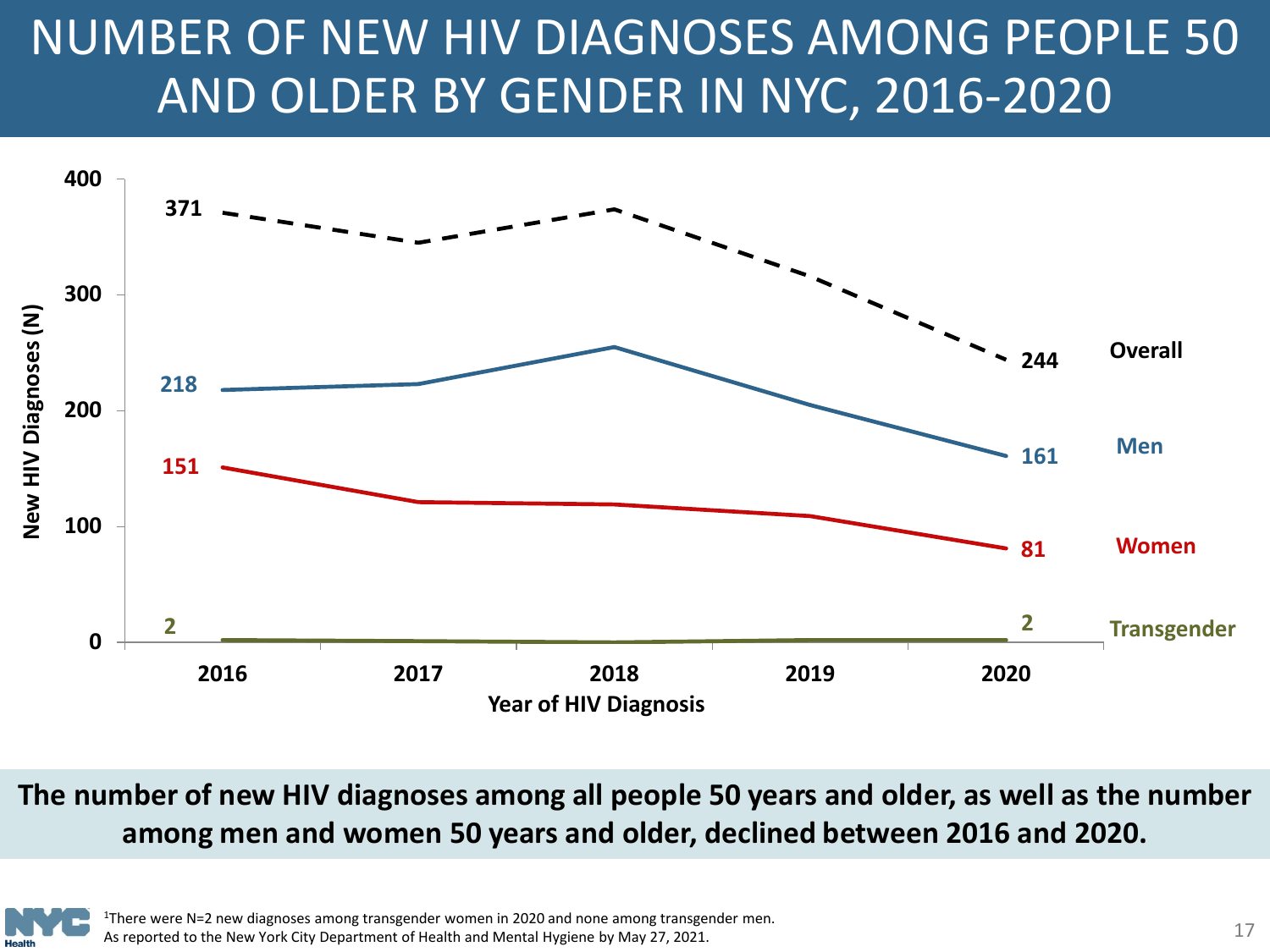# NUMBER OF NEW HIV DIAGNOSES AMONG PEOPLE 50 AND OLDER BY GENDER IN NYC, 2016-2020

New HIV Diagnoses (N)

| | 2016 | 2020 |
|---|---|---|
| Overall | 371 | 244 |
| Men | 218 | 161 |
| Women | 151 | 81 |
| Transgender | 2 | 2 |

Year of HIV Diagnosis

**The number of new HIV diagnoses among all people 50 years and older, as well as the number among men and women 50 years and older, declined between 2016 and 2020.**

[1]There were N=2 new diagnoses among transgender women in 2020 and none among transgender men.
As reported to the New York City Department of Health and Mental Hygiene by May 27, 2021.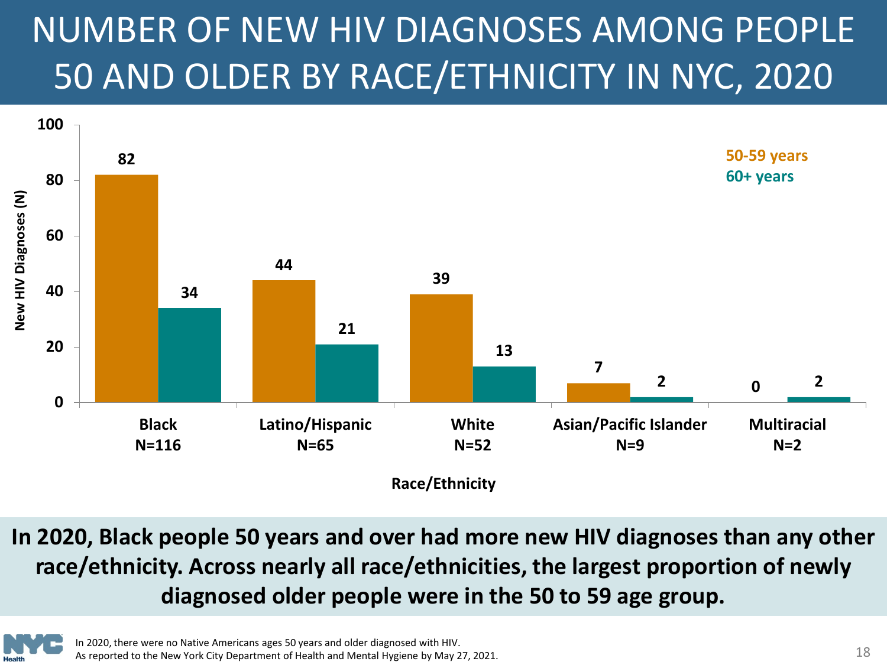# NUMBER OF NEW HIV DIAGNOSES AMONG PEOPLE 50 AND OLDER BY RACE/ETHNICITY IN NYC, 2020

| Race/Ethnicity | 50-59 years | 60+ years |
|---|---|---|
| Black N=116 | 82 | 34 |
| Latino/Hispanic N=65 | 44 | 21 |
| White N=52 | 39 | 13 |
| Asian/Pacific Islander N=9 | 7 | 2 |
| Multiracial N=2 | 0 | 2 |

**In 2020, Black people 50 years and over had more new HIV diagnoses than any other race/ethnicity. Across nearly all race/ethnicities, the largest proportion of newly diagnosed older people were in the 50 to 59 age group.**

In 2020, there were no Native Americans ages 50 years and older diagnosed with HIV.
As reported to the New York City Department of Health and Mental Hygiene by May 27, 2021.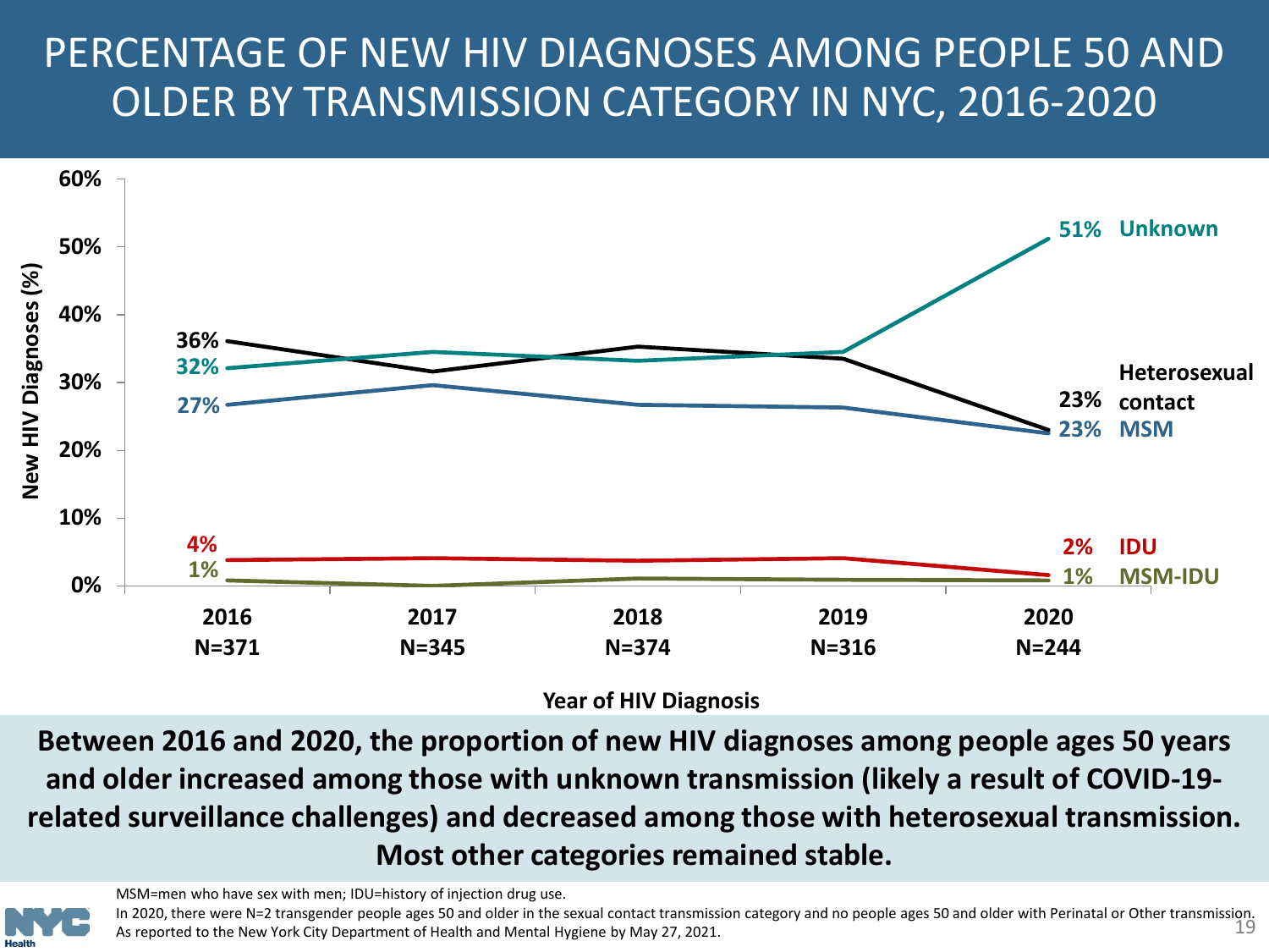# PERCENTAGE OF NEW HIV DIAGNOSES AMONG PEOPLE 50 AND OLDER BY TRANSMISSION CATEGORY IN NYC, 2016-2020

| Transmission category | 2016 (N=371) | 2020 (N=244) |
|---|---|---|
| Unknown | 32% | 51% |
| Heterosexual contact | 36% | 23% |
| MSM | 27% | 23% |
| IDU | 4% | 2% |
| MSM-IDU | 1% | 1% |

Year of HIV Diagnosis: 2016 N=371; 2017 N=345; 2018 N=374; 2019 N=316; 2020 N=244

**Between 2016 and 2020, the proportion of new HIV diagnoses among people ages 50 years and older increased among those with unknown transmission (likely a result of COVID-19-related surveillance challenges) and decreased among those with heterosexual transmission. Most other categories remained stable.**

MSM=men who have sex with men; IDU=history of injection drug use.

In 2020, there were N=2 transgender people ages 50 and older in the sexual contact transmission category and no people ages 50 and older with Perinatal or Other transmission.

As reported to the New York City Department of Health and Mental Hygiene by May 27, 2021.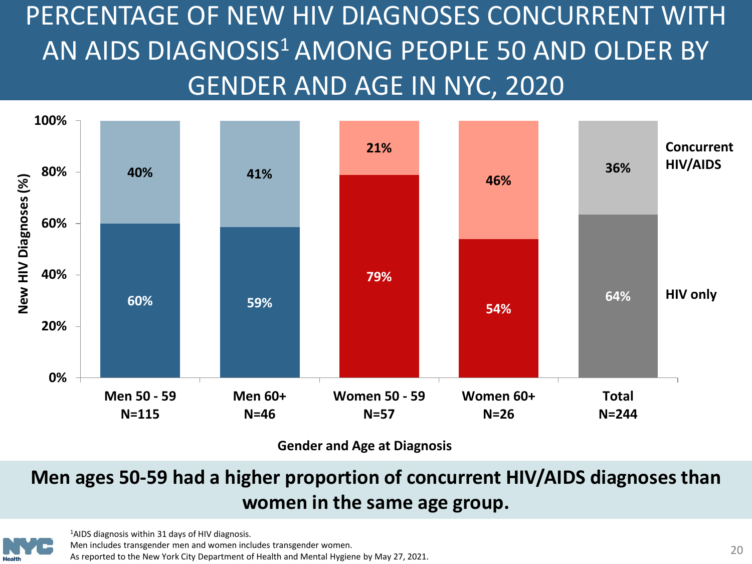# PERCENTAGE OF NEW HIV DIAGNOSES CONCURRENT WITH AN AIDS DIAGNOSIS[1] AMONG PEOPLE 50 AND OLDER BY GENDER AND AGE IN NYC, 2020

| Gender and Age at Diagnosis | HIV only | Concurrent HIV/AIDS |
|---|---|---|
| Men 50 - 59 (N=115) | 60% | 40% |
| Men 60+ (N=46) | 59% | 41% |
| Women 50 - 59 (N=57) | 79% | 21% |
| Women 60+ (N=26) | 54% | 46% |
| Total (N=244) | 64% | 36% |

**Men ages 50-59 had a higher proportion of concurrent HIV/AIDS diagnoses than women in the same age group.**

[1]AIDS diagnosis within 31 days of HIV diagnosis.
Men includes transgender men and women includes transgender women.
As reported to the New York City Department of Health and Mental Hygiene by May 27, 2021.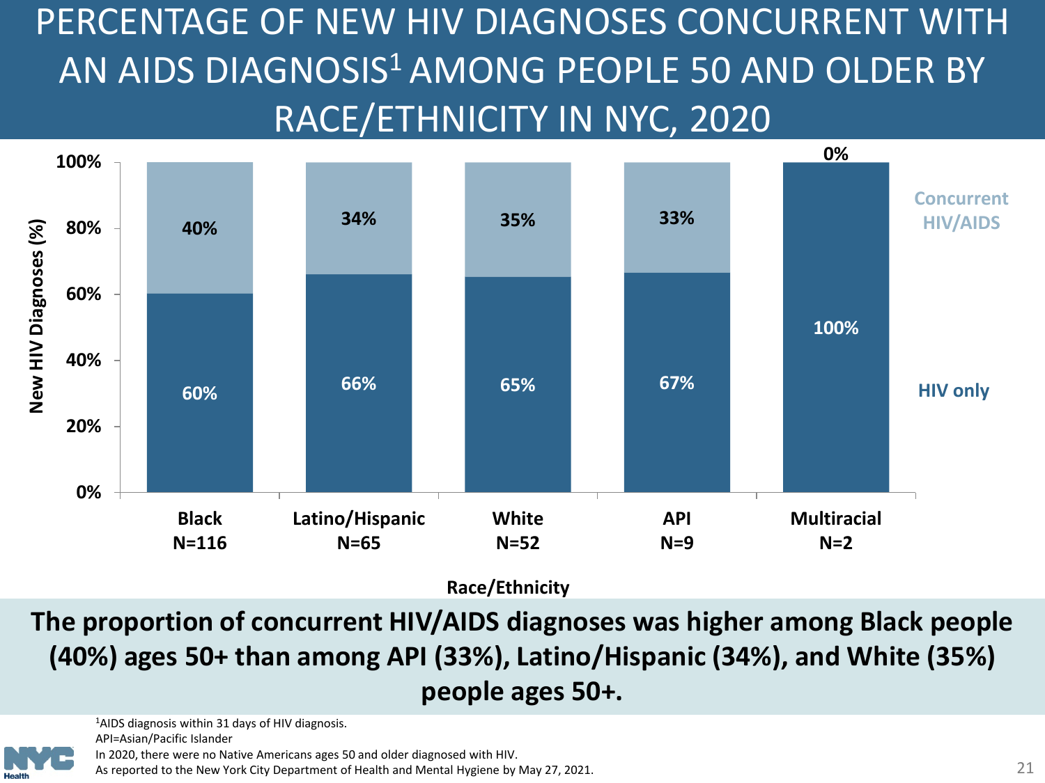# PERCENTAGE OF NEW HIV DIAGNOSES CONCURRENT WITH AN AIDS DIAGNOSIS[1] AMONG PEOPLE 50 AND OLDER BY RACE/ETHNICITY IN NYC, 2020

| Race/Ethnicity | HIV only | Concurrent HIV/AIDS |
|---|---|---|
| Black N=116 | 60% | 40% |
| Latino/Hispanic N=65 | 66% | 34% |
| White N=52 | 65% | 35% |
| API N=9 | 67% | 33% |
| Multiracial N=2 | 100% | 0% |

**The proportion of concurrent HIV/AIDS diagnoses was higher among Black people (40%) ages 50+ than among API (33%), Latino/Hispanic (34%), and White (35%) people ages 50+.**

[1]AIDS diagnosis within 31 days of HIV diagnosis.
API=Asian/Pacific Islander
In 2020, there were no Native Americans ages 50 and older diagnosed with HIV.
As reported to the New York City Department of Health and Mental Hygiene by May 27, 2021.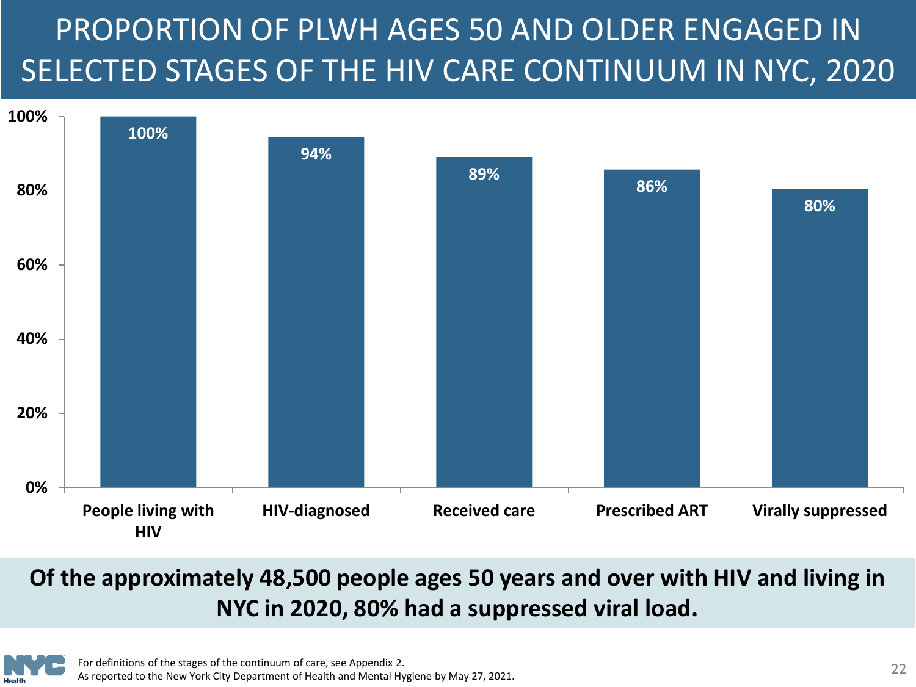# PROPORTION OF PLWH AGES 50 AND OLDER ENGAGED IN SELECTED STAGES OF THE HIV CARE CONTINUUM IN NYC, 2020

| Stage | Percentage |
| --- | --- |
| People living with HIV | 100% |
| HIV-diagnosed | 94% |
| Received care | 89% |
| Prescribed ART | 86% |
| Virally suppressed | 80% |

**Of the approximately 48,500 people ages 50 years and over with HIV and living in NYC in 2020, 80% had a suppressed viral load.**

For definitions of the stages of the continuum of care, see Appendix 2.
As reported to the New York City Department of Health and Mental Hygiene by May 27, 2021.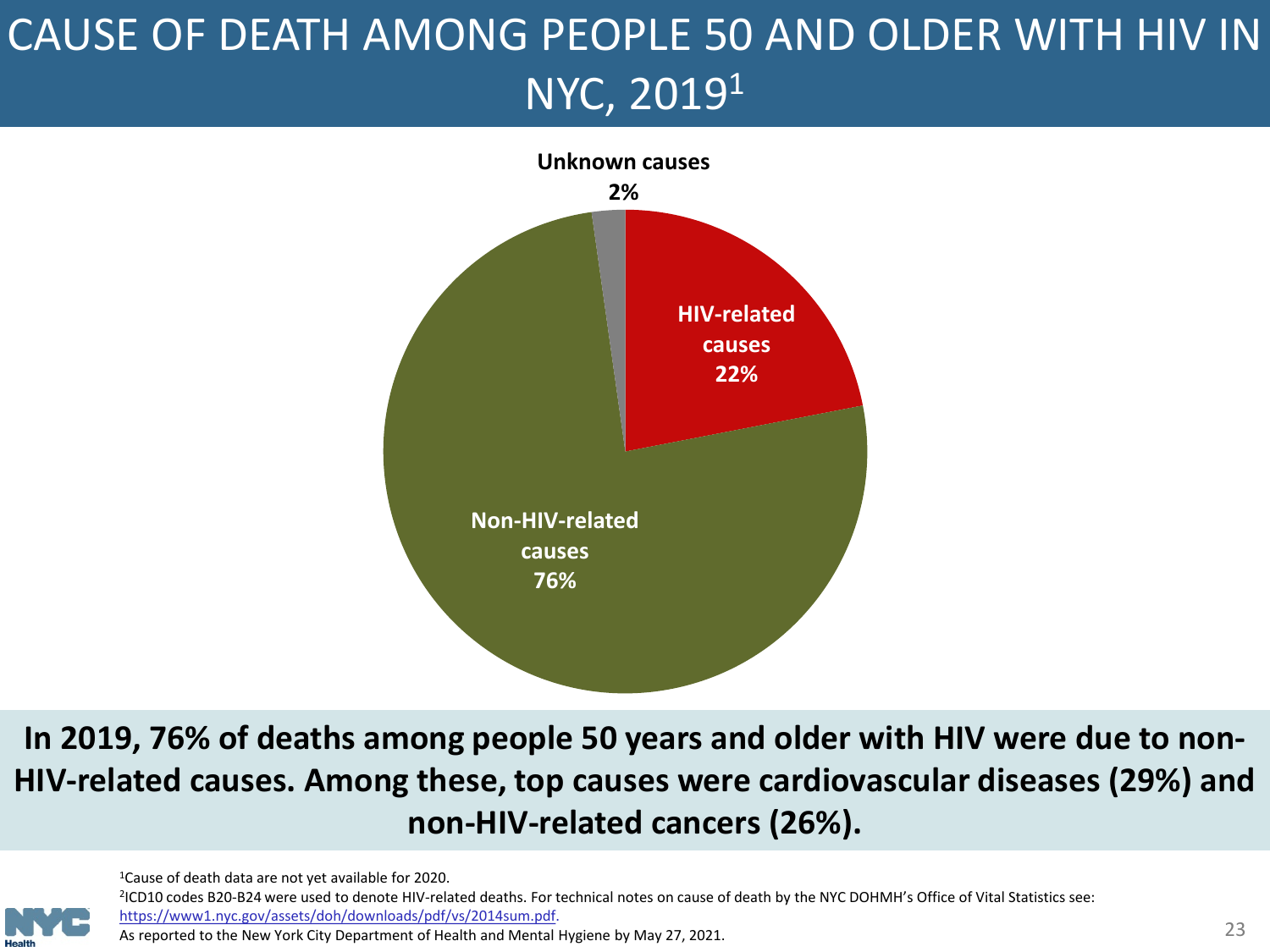# CAUSE OF DEATH AMONG PEOPLE 50 AND OLDER WITH HIV IN NYC, 2019[1]

Unknown causes 2%

HIV-related causes 22%

Non-HIV-related causes 76%

**In 2019, 76% of deaths among people 50 years and older with HIV were due to non-HIV-related causes. Among these, top causes were cardiovascular diseases (29%) and non-HIV-related cancers (26%).**

[1]Cause of death data are not yet available for 2020.

[2]ICD10 codes B20-B24 were used to denote HIV-related deaths. For technical notes on cause of death by the NYC DOHMH's Office of Vital Statistics see: https://www1.nyc.gov/assets/doh/downloads/pdf/vs/2014sum.pdf.

As reported to the New York City Department of Health and Mental Hygiene by May 27, 2021.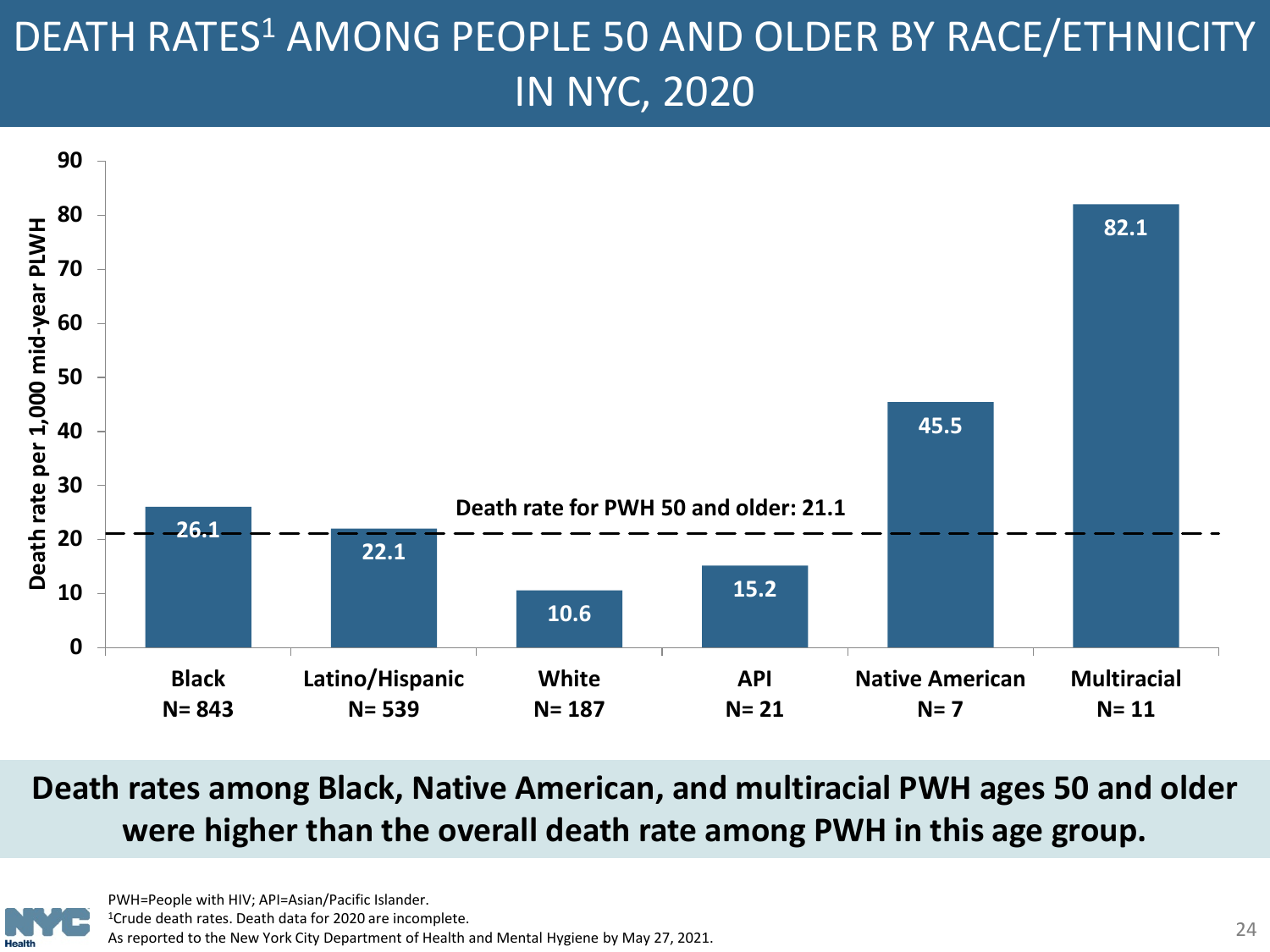# DEATH RATES[1] AMONG PEOPLE 50 AND OLDER BY RACE/ETHNICITY IN NYC, 2020

| Race/Ethnicity | N | Death rate per 1,000 mid-year PLWH |
|---|---|---|
| Black | 843 | 26.1 |
| Latino/Hispanic | 539 | 22.1 |
| White | 187 | 10.6 |
| API | 21 | 15.2 |
| Native American | 7 | 45.5 |
| Multiracial | 11 | 82.1 |

Death rate for PWH 50 and older: 21.1

**Death rates among Black, Native American, and multiracial PWH ages 50 and older were higher than the overall death rate among PWH in this age group.**

PWH=People with HIV; API=Asian/Pacific Islander.
[1]Crude death rates. Death data for 2020 are incomplete.
As reported to the New York City Department of Health and Mental Hygiene by May 27, 2021.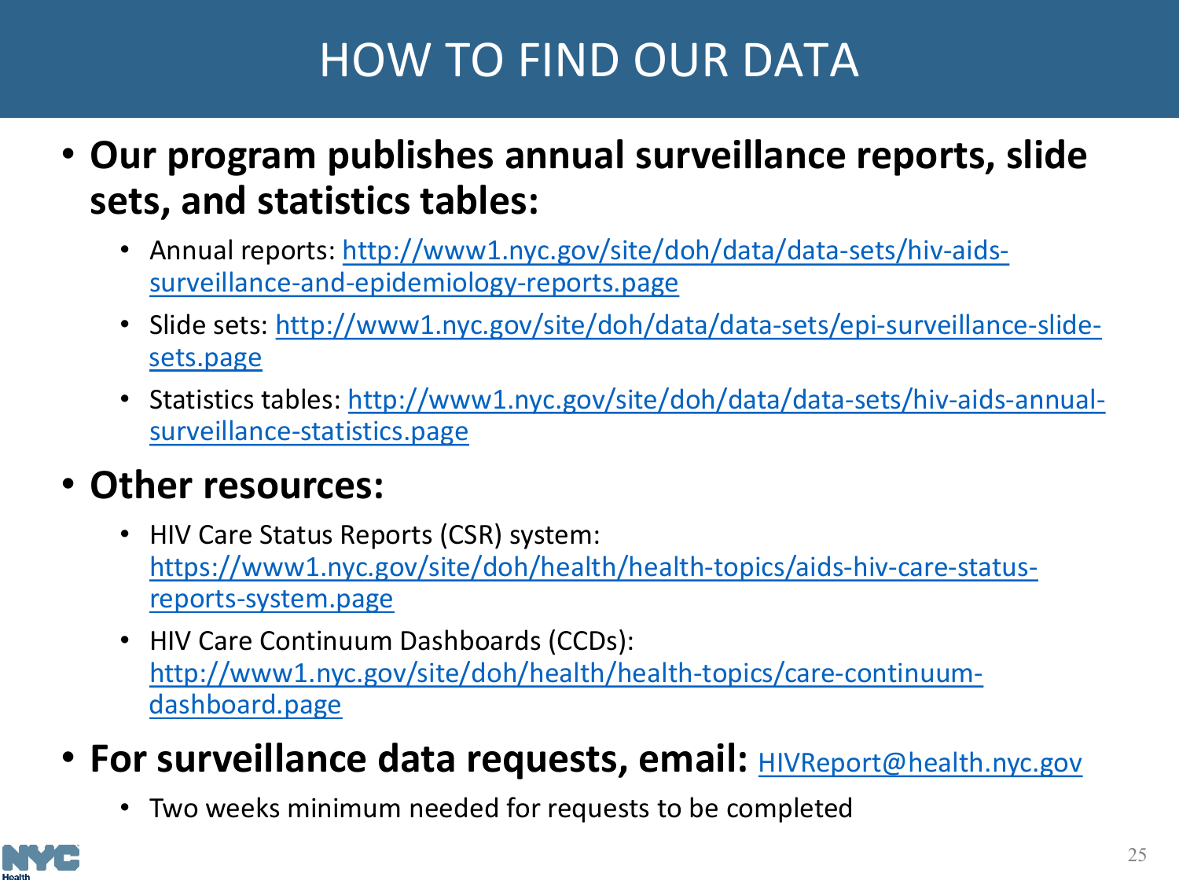# HOW TO FIND OUR DATA

- **Our program publishes annual surveillance reports, slide sets, and statistics tables:**
  - Annual reports: http://www1.nyc.gov/site/doh/data/data-sets/hiv-aids-surveillance-and-epidemiology-reports.page
  - Slide sets: http://www1.nyc.gov/site/doh/data/data-sets/epi-surveillance-slide-sets.page
  - Statistics tables: http://www1.nyc.gov/site/doh/data/data-sets/hiv-aids-annual-surveillance-statistics.page
- **Other resources:**
  - HIV Care Status Reports (CSR) system: https://www1.nyc.gov/site/doh/health/health-topics/aids-hiv-care-status-reports-system.page
  - HIV Care Continuum Dashboards (CCDs): http://www1.nyc.gov/site/doh/health/health-topics/care-continuum-dashboard.page
- **For surveillance data requests, email:** HIVReport@health.nyc.gov
  - Two weeks minimum needed for requests to be completed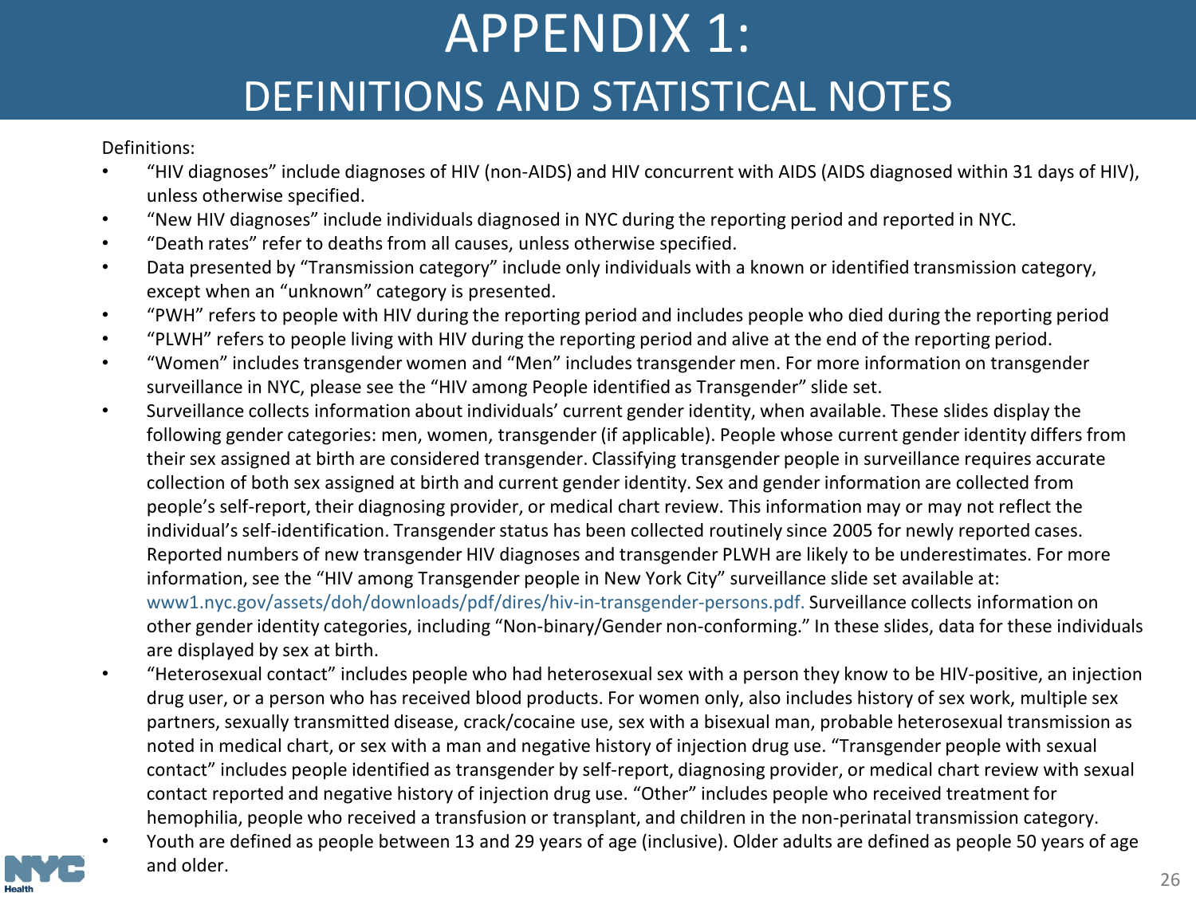# APPENDIX 1:

## DEFINITIONS AND STATISTICAL NOTES

Definitions:

- "HIV diagnoses" include diagnoses of HIV (non-AIDS) and HIV concurrent with AIDS (AIDS diagnosed within 31 days of HIV), unless otherwise specified.
- "New HIV diagnoses" include individuals diagnosed in NYC during the reporting period and reported in NYC.
- "Death rates" refer to deaths from all causes, unless otherwise specified.
- Data presented by "Transmission category" include only individuals with a known or identified transmission category, except when an "unknown" category is presented.
- "PWH" refers to people with HIV during the reporting period and includes people who died during the reporting period
- "PLWH" refers to people living with HIV during the reporting period and alive at the end of the reporting period.
- "Women" includes transgender women and "Men" includes transgender men. For more information on transgender surveillance in NYC, please see the "HIV among People identified as Transgender" slide set.
- Surveillance collects information about individuals' current gender identity, when available. These slides display the following gender categories: men, women, transgender (if applicable). People whose current gender identity differs from their sex assigned at birth are considered transgender. Classifying transgender people in surveillance requires accurate collection of both sex assigned at birth and current gender identity. Sex and gender information are collected from people's self-report, their diagnosing provider, or medical chart review. This information may or may not reflect the individual's self-identification. Transgender status has been collected routinely since 2005 for newly reported cases. Reported numbers of new transgender HIV diagnoses and transgender PLWH are likely to be underestimates. For more information, see the "HIV among Transgender people in New York City" surveillance slide set available at: www1.nyc.gov/assets/doh/downloads/pdf/dires/hiv-in-transgender-persons.pdf. Surveillance collects information on other gender identity categories, including "Non-binary/Gender non-conforming." In these slides, data for these individuals are displayed by sex at birth.
- "Heterosexual contact" includes people who had heterosexual sex with a person they know to be HIV-positive, an injection drug user, or a person who has received blood products. For women only, also includes history of sex work, multiple sex partners, sexually transmitted disease, crack/cocaine use, sex with a bisexual man, probable heterosexual transmission as noted in medical chart, or sex with a man and negative history of injection drug use. "Transgender people with sexual contact" includes people identified as transgender by self-report, diagnosing provider, or medical chart review with sexual contact reported and negative history of injection drug use. "Other" includes people who received treatment for hemophilia, people who received a transfusion or transplant, and children in the non-perinatal transmission category.
- Youth are defined as people between 13 and 29 years of age (inclusive). Older adults are defined as people 50 years of age and older.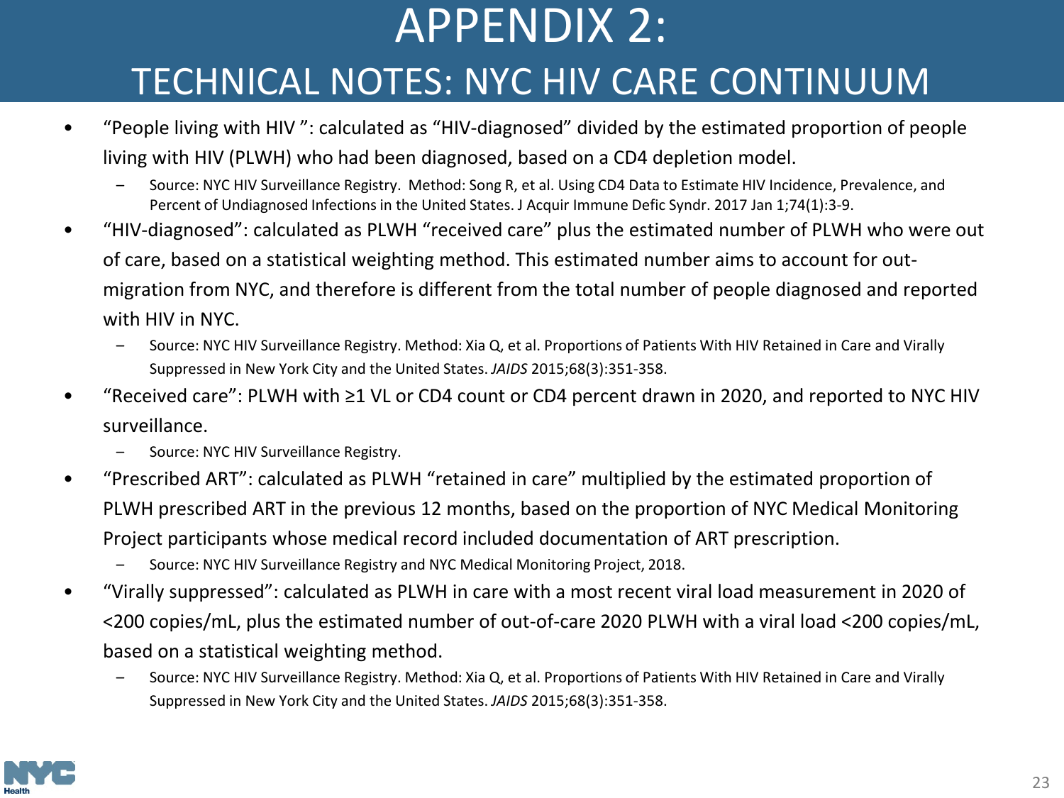# APPENDIX 2:

## TECHNICAL NOTES: NYC HIV CARE CONTINUUM

- "People living with HIV ": calculated as "HIV-diagnosed" divided by the estimated proportion of people living with HIV (PLWH) who had been diagnosed, based on a CD4 depletion model.
  - Source: NYC HIV Surveillance Registry. Method: Song R, et al. Using CD4 Data to Estimate HIV Incidence, Prevalence, and Percent of Undiagnosed Infections in the United States. J Acquir Immune Defic Syndr. 2017 Jan 1;74(1):3-9.
- "HIV-diagnosed": calculated as PLWH "received care" plus the estimated number of PLWH who were out of care, based on a statistical weighting method. This estimated number aims to account for out-migration from NYC, and therefore is different from the total number of people diagnosed and reported with HIV in NYC.
  - Source: NYC HIV Surveillance Registry. Method: Xia Q, et al. Proportions of Patients With HIV Retained in Care and Virally Suppressed in New York City and the United States. *JAIDS* 2015;68(3):351-358.
- "Received care": PLWH with ≥1 VL or CD4 count or CD4 percent drawn in 2020, and reported to NYC HIV surveillance.
  - Source: NYC HIV Surveillance Registry.
- "Prescribed ART": calculated as PLWH "retained in care" multiplied by the estimated proportion of PLWH prescribed ART in the previous 12 months, based on the proportion of NYC Medical Monitoring Project participants whose medical record included documentation of ART prescription.
  - Source: NYC HIV Surveillance Registry and NYC Medical Monitoring Project, 2018.
- "Virally suppressed": calculated as PLWH in care with a most recent viral load measurement in 2020 of <200 copies/mL, plus the estimated number of out-of-care 2020 PLWH with a viral load <200 copies/mL, based on a statistical weighting method.
  - Source: NYC HIV Surveillance Registry. Method: Xia Q, et al. Proportions of Patients With HIV Retained in Care and Virally Suppressed in New York City and the United States. *JAIDS* 2015;68(3):351-358.